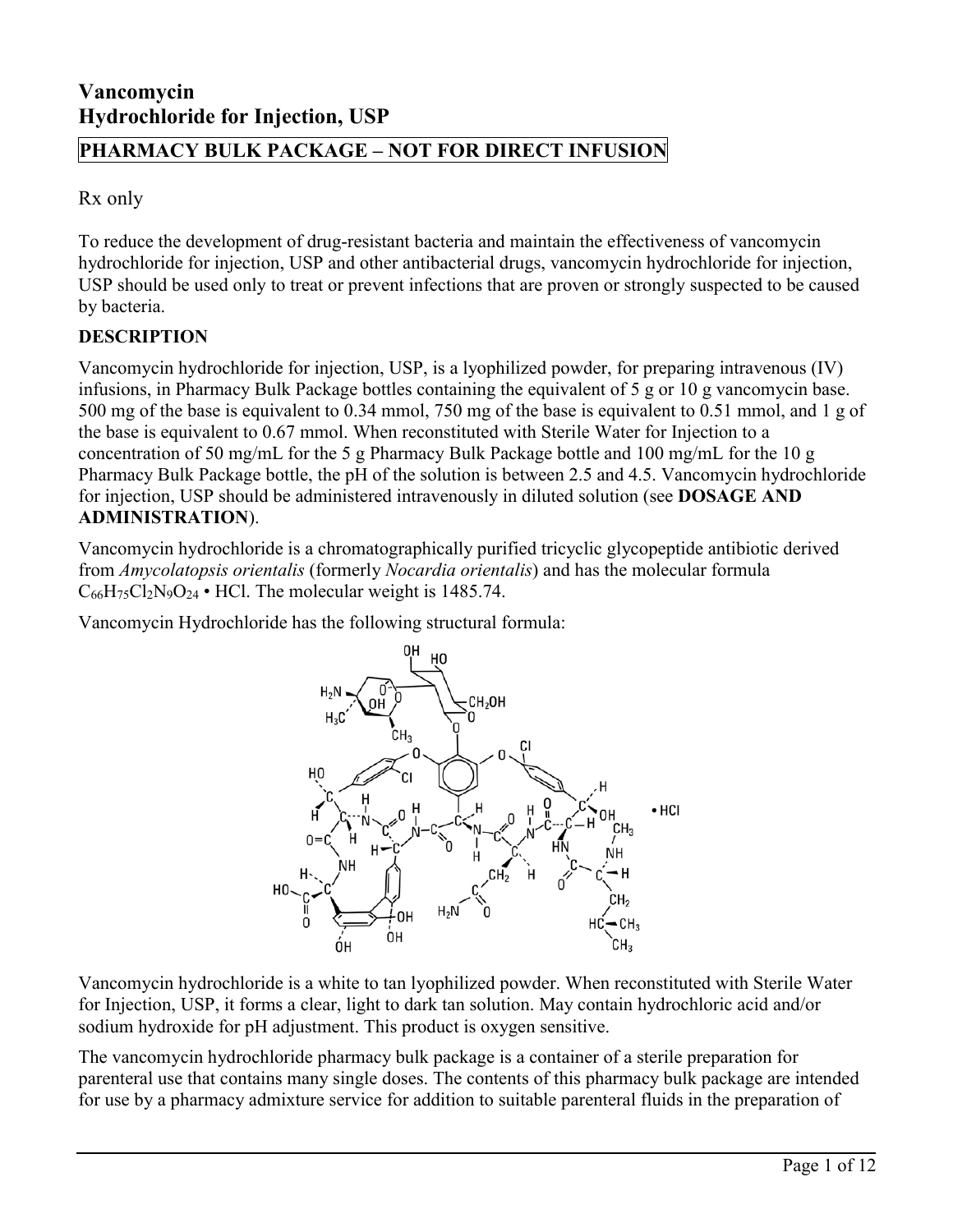# Vancomycin
# Hydrochloride for Injection, USP

**PHARMACY BULK PACKAGE – NOT FOR DIRECT INFUSION**

Rx only

To reduce the development of drug-resistant bacteria and maintain the effectiveness of vancomycin hydrochloride for injection, USP and other antibacterial drugs, vancomycin hydrochloride for injection, USP should be used only to treat or prevent infections that are proven or strongly suspected to be caused by bacteria.

## DESCRIPTION

Vancomycin hydrochloride for injection, USP, is a lyophilized powder, for preparing intravenous (IV) infusions, in Pharmacy Bulk Package bottles containing the equivalent of 5 g or 10 g vancomycin base. 500 mg of the base is equivalent to 0.34 mmol, 750 mg of the base is equivalent to 0.51 mmol, and 1 g of the base is equivalent to 0.67 mmol. When reconstituted with Sterile Water for Injection to a concentration of 50 mg/mL for the 5 g Pharmacy Bulk Package bottle and 100 mg/mL for the 10 g Pharmacy Bulk Package bottle, the pH of the solution is between 2.5 and 4.5. Vancomycin hydrochloride for injection, USP should be administered intravenously in diluted solution (see **DOSAGE AND ADMINISTRATION**).

Vancomycin hydrochloride is a chromatographically purified tricyclic glycopeptide antibiotic derived from *Amycolatopsis orientalis* (formerly *Nocardia orientalis*) and has the molecular formula $C_{66}H_{75}Cl_2N_9O_{24} \cdot HCl$. The molecular weight is 1485.74.

Vancomycin Hydrochloride has the following structural formula:

Vancomycin hydrochloride is a white to tan lyophilized powder. When reconstituted with Sterile Water for Injection, USP, it forms a clear, light to dark tan solution. May contain hydrochloric acid and/or sodium hydroxide for pH adjustment. This product is oxygen sensitive.

The vancomycin hydrochloride pharmacy bulk package is a container of a sterile preparation for parenteral use that contains many single doses. The contents of this pharmacy bulk package are intended for use by a pharmacy admixture service for addition to suitable parenteral fluids in the preparation of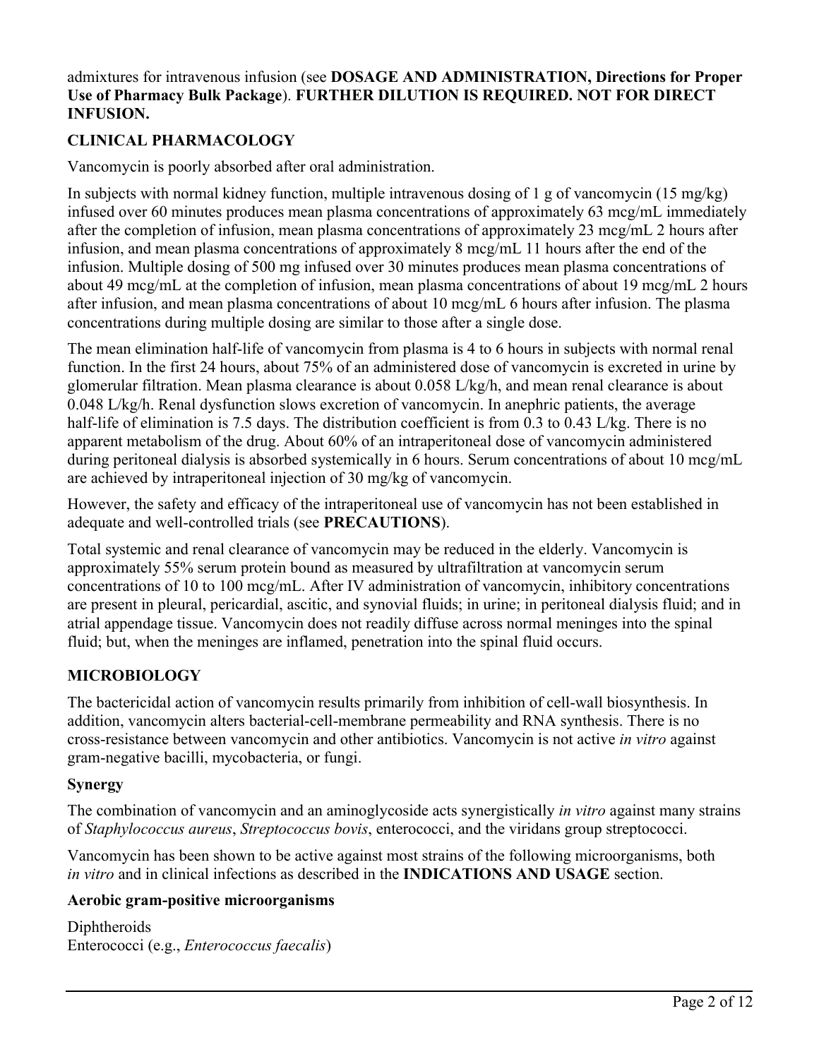admixtures for intravenous infusion (see **DOSAGE AND ADMINISTRATION, Directions for Proper Use of Pharmacy Bulk Package**). **FURTHER DILUTION IS REQUIRED. NOT FOR DIRECT INFUSION.**

## CLINICAL PHARMACOLOGY

Vancomycin is poorly absorbed after oral administration.

In subjects with normal kidney function, multiple intravenous dosing of 1 g of vancomycin (15 mg/kg) infused over 60 minutes produces mean plasma concentrations of approximately 63 mcg/mL immediately after the completion of infusion, mean plasma concentrations of approximately 23 mcg/mL 2 hours after infusion, and mean plasma concentrations of approximately 8 mcg/mL 11 hours after the end of the infusion. Multiple dosing of 500 mg infused over 30 minutes produces mean plasma concentrations of about 49 mcg/mL at the completion of infusion, mean plasma concentrations of about 19 mcg/mL 2 hours after infusion, and mean plasma concentrations of about 10 mcg/mL 6 hours after infusion. The plasma concentrations during multiple dosing are similar to those after a single dose.

The mean elimination half-life of vancomycin from plasma is 4 to 6 hours in subjects with normal renal function. In the first 24 hours, about 75% of an administered dose of vancomycin is excreted in urine by glomerular filtration. Mean plasma clearance is about 0.058 L/kg/h, and mean renal clearance is about 0.048 L/kg/h. Renal dysfunction slows excretion of vancomycin. In anephric patients, the average half-life of elimination is 7.5 days. The distribution coefficient is from 0.3 to 0.43 L/kg. There is no apparent metabolism of the drug. About 60% of an intraperitoneal dose of vancomycin administered during peritoneal dialysis is absorbed systemically in 6 hours. Serum concentrations of about 10 mcg/mL are achieved by intraperitoneal injection of 30 mg/kg of vancomycin.

However, the safety and efficacy of the intraperitoneal use of vancomycin has not been established in adequate and well-controlled trials (see **PRECAUTIONS**).

Total systemic and renal clearance of vancomycin may be reduced in the elderly. Vancomycin is approximately 55% serum protein bound as measured by ultrafiltration at vancomycin serum concentrations of 10 to 100 mcg/mL. After IV administration of vancomycin, inhibitory concentrations are present in pleural, pericardial, ascitic, and synovial fluids; in urine; in peritoneal dialysis fluid; and in atrial appendage tissue. Vancomycin does not readily diffuse across normal meninges into the spinal fluid; but, when the meninges are inflamed, penetration into the spinal fluid occurs.

## MICROBIOLOGY

The bactericidal action of vancomycin results primarily from inhibition of cell-wall biosynthesis. In addition, vancomycin alters bacterial-cell-membrane permeability and RNA synthesis. There is no cross-resistance between vancomycin and other antibiotics. Vancomycin is not active *in vitro* against gram-negative bacilli, mycobacteria, or fungi.

### Synergy

The combination of vancomycin and an aminoglycoside acts synergistically *in vitro* against many strains of *Staphylococcus aureus*, *Streptococcus bovis*, enterococci, and the viridans group streptococci.

Vancomycin has been shown to be active against most strains of the following microorganisms, both *in vitro* and in clinical infections as described in the **INDICATIONS AND USAGE** section.

### Aerobic gram-positive microorganisms

Diphtheroids
Enterococci (e.g., *Enterococcus faecalis*)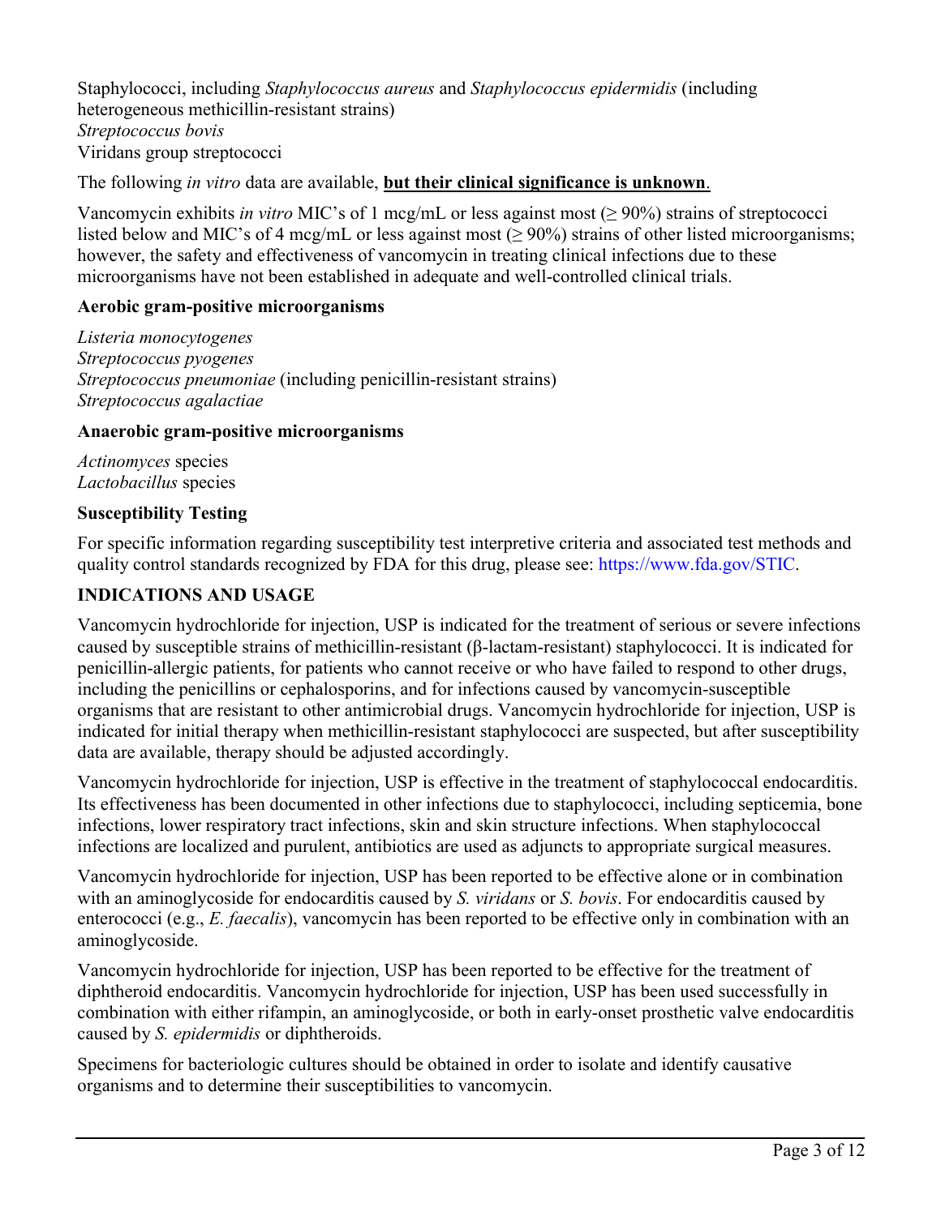Staphylococci, including *Staphylococcus aureus* and *Staphylococcus epidermidis* (including heterogeneous methicillin-resistant strains)
*Streptococcus bovis*
Viridans group streptococci

The following *in vitro* data are available, **but their clinical significance is unknown**.

Vancomycin exhibits *in vitro* MIC's of 1 mcg/mL or less against most (≥ 90%) strains of streptococci listed below and MIC's of 4 mcg/mL or less against most (≥ 90%) strains of other listed microorganisms; however, the safety and effectiveness of vancomycin in treating clinical infections due to these microorganisms have not been established in adequate and well-controlled clinical trials.

**Aerobic gram-positive microorganisms**

*Listeria monocytogenes*
*Streptococcus pyogenes*
*Streptococcus pneumoniae* (including penicillin-resistant strains)
*Streptococcus agalactiae*

**Anaerobic gram-positive microorganisms**

*Actinomyces* species
*Lactobacillus* species

**Susceptibility Testing**

For specific information regarding susceptibility test interpretive criteria and associated test methods and quality control standards recognized by FDA for this drug, please see: https://www.fda.gov/STIC.

## INDICATIONS AND USAGE

Vancomycin hydrochloride for injection, USP is indicated for the treatment of serious or severe infections caused by susceptible strains of methicillin-resistant (β-lactam-resistant) staphylococci. It is indicated for penicillin-allergic patients, for patients who cannot receive or who have failed to respond to other drugs, including the penicillins or cephalosporins, and for infections caused by vancomycin-susceptible organisms that are resistant to other antimicrobial drugs. Vancomycin hydrochloride for injection, USP is indicated for initial therapy when methicillin-resistant staphylococci are suspected, but after susceptibility data are available, therapy should be adjusted accordingly.

Vancomycin hydrochloride for injection, USP is effective in the treatment of staphylococcal endocarditis. Its effectiveness has been documented in other infections due to staphylococci, including septicemia, bone infections, lower respiratory tract infections, skin and skin structure infections. When staphylococcal infections are localized and purulent, antibiotics are used as adjuncts to appropriate surgical measures.

Vancomycin hydrochloride for injection, USP has been reported to be effective alone or in combination with an aminoglycoside for endocarditis caused by *S. viridans* or *S. bovis*. For endocarditis caused by enterococci (e.g., *E. faecalis*), vancomycin has been reported to be effective only in combination with an aminoglycoside.

Vancomycin hydrochloride for injection, USP has been reported to be effective for the treatment of diphtheroid endocarditis. Vancomycin hydrochloride for injection, USP has been used successfully in combination with either rifampin, an aminoglycoside, or both in early-onset prosthetic valve endocarditis caused by *S. epidermidis* or diphtheroids.

Specimens for bacteriologic cultures should be obtained in order to isolate and identify causative organisms and to determine their susceptibilities to vancomycin.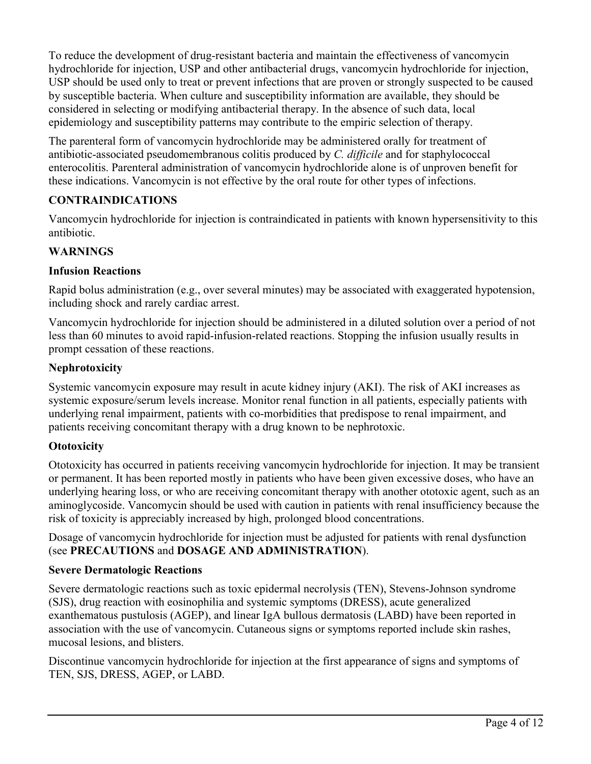To reduce the development of drug-resistant bacteria and maintain the effectiveness of vancomycin hydrochloride for injection, USP and other antibacterial drugs, vancomycin hydrochloride for injection, USP should be used only to treat or prevent infections that are proven or strongly suspected to be caused by susceptible bacteria. When culture and susceptibility information are available, they should be considered in selecting or modifying antibacterial therapy. In the absence of such data, local epidemiology and susceptibility patterns may contribute to the empiric selection of therapy.

The parenteral form of vancomycin hydrochloride may be administered orally for treatment of antibiotic-associated pseudomembranous colitis produced by *C. difficile* and for staphylococcal enterocolitis. Parenteral administration of vancomycin hydrochloride alone is of unproven benefit for these indications. Vancomycin is not effective by the oral route for other types of infections.

## CONTRAINDICATIONS

Vancomycin hydrochloride for injection is contraindicated in patients with known hypersensitivity to this antibiotic.

## WARNINGS

### Infusion Reactions

Rapid bolus administration (e.g., over several minutes) may be associated with exaggerated hypotension, including shock and rarely cardiac arrest.

Vancomycin hydrochloride for injection should be administered in a diluted solution over a period of not less than 60 minutes to avoid rapid-infusion-related reactions. Stopping the infusion usually results in prompt cessation of these reactions.

### Nephrotoxicity

Systemic vancomycin exposure may result in acute kidney injury (AKI). The risk of AKI increases as systemic exposure/serum levels increase. Monitor renal function in all patients, especially patients with underlying renal impairment, patients with co-morbidities that predispose to renal impairment, and patients receiving concomitant therapy with a drug known to be nephrotoxic.

### Ototoxicity

Ototoxicity has occurred in patients receiving vancomycin hydrochloride for injection. It may be transient or permanent. It has been reported mostly in patients who have been given excessive doses, who have an underlying hearing loss, or who are receiving concomitant therapy with another ototoxic agent, such as an aminoglycoside. Vancomycin should be used with caution in patients with renal insufficiency because the risk of toxicity is appreciably increased by high, prolonged blood concentrations.

Dosage of vancomycin hydrochloride for injection must be adjusted for patients with renal dysfunction (see **PRECAUTIONS** and **DOSAGE AND ADMINISTRATION**).

### Severe Dermatologic Reactions

Severe dermatologic reactions such as toxic epidermal necrolysis (TEN), Stevens-Johnson syndrome (SJS), drug reaction with eosinophilia and systemic symptoms (DRESS), acute generalized exanthematous pustulosis (AGEP), and linear IgA bullous dermatosis (LABD) have been reported in association with the use of vancomycin. Cutaneous signs or symptoms reported include skin rashes, mucosal lesions, and blisters.

Discontinue vancomycin hydrochloride for injection at the first appearance of signs and symptoms of TEN, SJS, DRESS, AGEP, or LABD.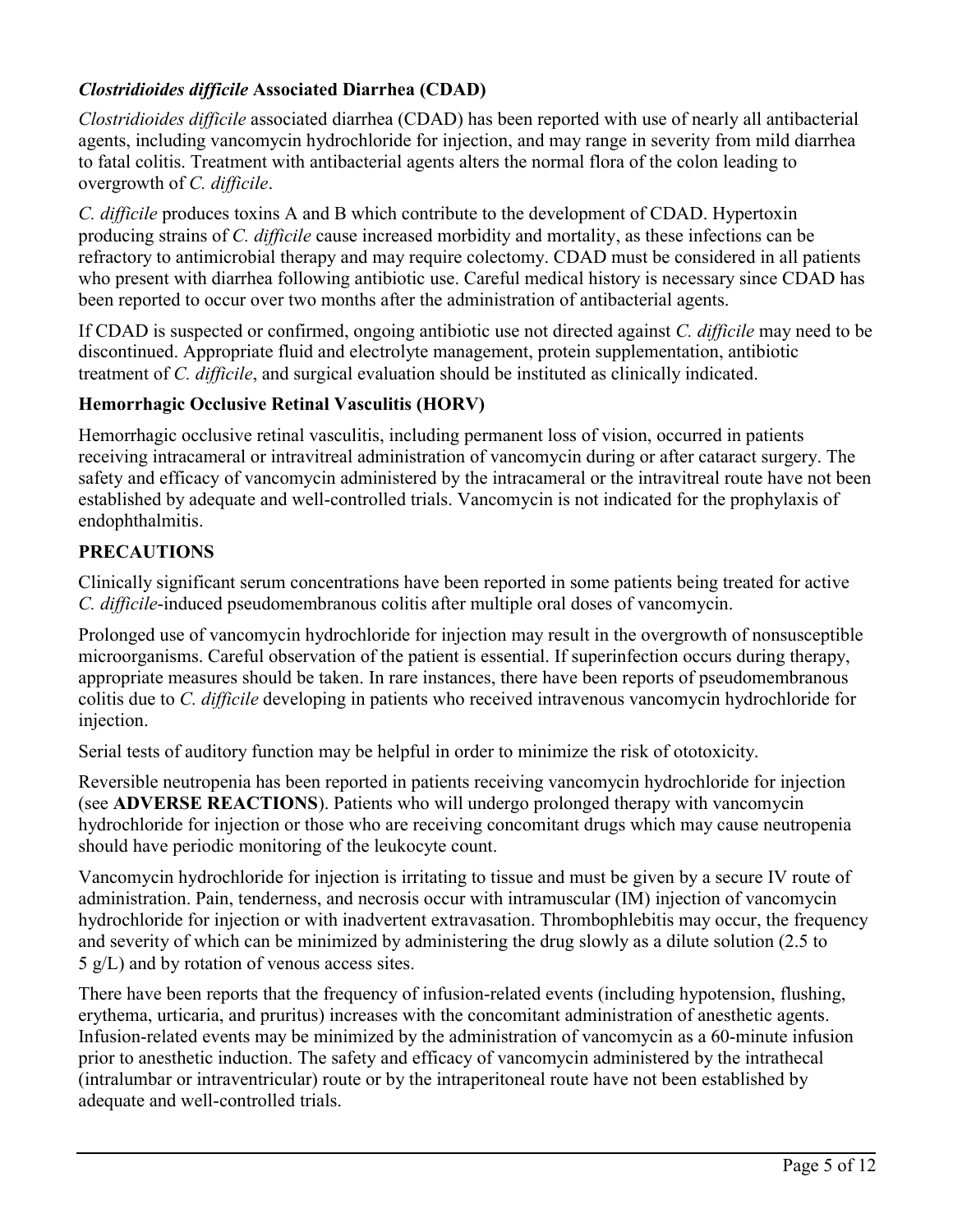### *Clostridioides difficile* Associated Diarrhea (CDAD)

*Clostridioides difficile* associated diarrhea (CDAD) has been reported with use of nearly all antibacterial agents, including vancomycin hydrochloride for injection, and may range in severity from mild diarrhea to fatal colitis. Treatment with antibacterial agents alters the normal flora of the colon leading to overgrowth of *C. difficile*.

*C. difficile* produces toxins A and B which contribute to the development of CDAD. Hypertoxin producing strains of *C. difficile* cause increased morbidity and mortality, as these infections can be refractory to antimicrobial therapy and may require colectomy. CDAD must be considered in all patients who present with diarrhea following antibiotic use. Careful medical history is necessary since CDAD has been reported to occur over two months after the administration of antibacterial agents.

If CDAD is suspected or confirmed, ongoing antibiotic use not directed against *C. difficile* may need to be discontinued. Appropriate fluid and electrolyte management, protein supplementation, antibiotic treatment of *C. difficile*, and surgical evaluation should be instituted as clinically indicated.

### Hemorrhagic Occlusive Retinal Vasculitis (HORV)

Hemorrhagic occlusive retinal vasculitis, including permanent loss of vision, occurred in patients receiving intracameral or intravitreal administration of vancomycin during or after cataract surgery. The safety and efficacy of vancomycin administered by the intracameral or the intravitreal route have not been established by adequate and well-controlled trials. Vancomycin is not indicated for the prophylaxis of endophthalmitis.

## PRECAUTIONS

Clinically significant serum concentrations have been reported in some patients being treated for active *C. difficile*-induced pseudomembranous colitis after multiple oral doses of vancomycin.

Prolonged use of vancomycin hydrochloride for injection may result in the overgrowth of nonsusceptible microorganisms. Careful observation of the patient is essential. If superinfection occurs during therapy, appropriate measures should be taken. In rare instances, there have been reports of pseudomembranous colitis due to *C. difficile* developing in patients who received intravenous vancomycin hydrochloride for injection.

Serial tests of auditory function may be helpful in order to minimize the risk of ototoxicity.

Reversible neutropenia has been reported in patients receiving vancomycin hydrochloride for injection (see **ADVERSE REACTIONS**). Patients who will undergo prolonged therapy with vancomycin hydrochloride for injection or those who are receiving concomitant drugs which may cause neutropenia should have periodic monitoring of the leukocyte count.

Vancomycin hydrochloride for injection is irritating to tissue and must be given by a secure IV route of administration. Pain, tenderness, and necrosis occur with intramuscular (IM) injection of vancomycin hydrochloride for injection or with inadvertent extravasation. Thrombophlebitis may occur, the frequency and severity of which can be minimized by administering the drug slowly as a dilute solution (2.5 to 5 g/L) and by rotation of venous access sites.

There have been reports that the frequency of infusion-related events (including hypotension, flushing, erythema, urticaria, and pruritus) increases with the concomitant administration of anesthetic agents. Infusion-related events may be minimized by the administration of vancomycin as a 60-minute infusion prior to anesthetic induction. The safety and efficacy of vancomycin administered by the intrathecal (intralumbar or intraventricular) route or by the intraperitoneal route have not been established by adequate and well-controlled trials.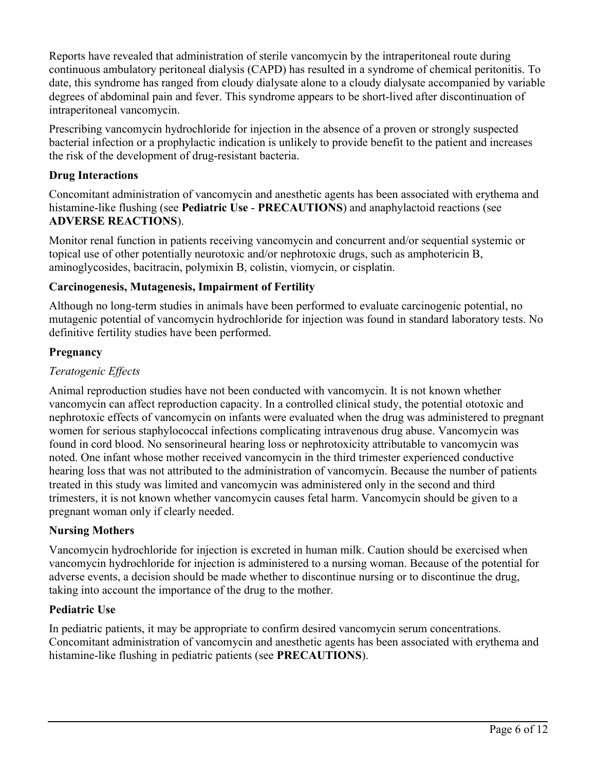Reports have revealed that administration of sterile vancomycin by the intraperitoneal route during continuous ambulatory peritoneal dialysis (CAPD) has resulted in a syndrome of chemical peritonitis. To date, this syndrome has ranged from cloudy dialysate alone to a cloudy dialysate accompanied by variable degrees of abdominal pain and fever. This syndrome appears to be short-lived after discontinuation of intraperitoneal vancomycin.

Prescribing vancomycin hydrochloride for injection in the absence of a proven or strongly suspected bacterial infection or a prophylactic indication is unlikely to provide benefit to the patient and increases the risk of the development of drug-resistant bacteria.

### Drug Interactions

Concomitant administration of vancomycin and anesthetic agents has been associated with erythema and histamine-like flushing (see **Pediatric Use** - **PRECAUTIONS**) and anaphylactoid reactions (see **ADVERSE REACTIONS**).

Monitor renal function in patients receiving vancomycin and concurrent and/or sequential systemic or topical use of other potentially neurotoxic and/or nephrotoxic drugs, such as amphotericin B, aminoglycosides, bacitracin, polymixin B, colistin, viomycin, or cisplatin.

### Carcinogenesis, Mutagenesis, Impairment of Fertility

Although no long-term studies in animals have been performed to evaluate carcinogenic potential, no mutagenic potential of vancomycin hydrochloride for injection was found in standard laboratory tests. No definitive fertility studies have been performed.

### Pregnancy

*Teratogenic Effects*

Animal reproduction studies have not been conducted with vancomycin. It is not known whether vancomycin can affect reproduction capacity. In a controlled clinical study, the potential ototoxic and nephrotoxic effects of vancomycin on infants were evaluated when the drug was administered to pregnant women for serious staphylococcal infections complicating intravenous drug abuse. Vancomycin was found in cord blood. No sensorineural hearing loss or nephrotoxicity attributable to vancomycin was noted. One infant whose mother received vancomycin in the third trimester experienced conductive hearing loss that was not attributed to the administration of vancomycin. Because the number of patients treated in this study was limited and vancomycin was administered only in the second and third trimesters, it is not known whether vancomycin causes fetal harm. Vancomycin should be given to a pregnant woman only if clearly needed.

### Nursing Mothers

Vancomycin hydrochloride for injection is excreted in human milk. Caution should be exercised when vancomycin hydrochloride for injection is administered to a nursing woman. Because of the potential for adverse events, a decision should be made whether to discontinue nursing or to discontinue the drug, taking into account the importance of the drug to the mother.

### Pediatric Use

In pediatric patients, it may be appropriate to confirm desired vancomycin serum concentrations. Concomitant administration of vancomycin and anesthetic agents has been associated with erythema and histamine-like flushing in pediatric patients (see **PRECAUTIONS**).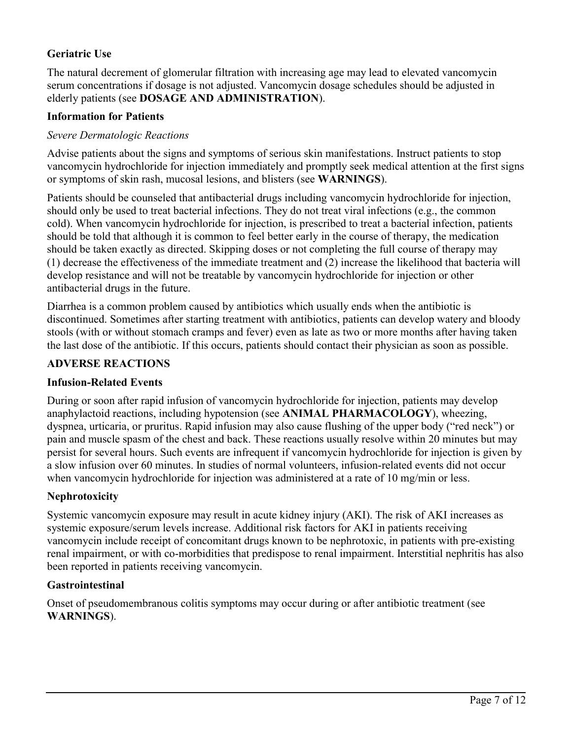### Geriatric Use

The natural decrement of glomerular filtration with increasing age may lead to elevated vancomycin serum concentrations if dosage is not adjusted. Vancomycin dosage schedules should be adjusted in elderly patients (see **DOSAGE AND ADMINISTRATION**).

### Information for Patients

*Severe Dermatologic Reactions*

Advise patients about the signs and symptoms of serious skin manifestations. Instruct patients to stop vancomycin hydrochloride for injection immediately and promptly seek medical attention at the first signs or symptoms of skin rash, mucosal lesions, and blisters (see **WARNINGS**).

Patients should be counseled that antibacterial drugs including vancomycin hydrochloride for injection, should only be used to treat bacterial infections. They do not treat viral infections (e.g., the common cold). When vancomycin hydrochloride for injection, is prescribed to treat a bacterial infection, patients should be told that although it is common to feel better early in the course of therapy, the medication should be taken exactly as directed. Skipping doses or not completing the full course of therapy may (1) decrease the effectiveness of the immediate treatment and (2) increase the likelihood that bacteria will develop resistance and will not be treatable by vancomycin hydrochloride for injection or other antibacterial drugs in the future.

Diarrhea is a common problem caused by antibiotics which usually ends when the antibiotic is discontinued. Sometimes after starting treatment with antibiotics, patients can develop watery and bloody stools (with or without stomach cramps and fever) even as late as two or more months after having taken the last dose of the antibiotic. If this occurs, patients should contact their physician as soon as possible.

## ADVERSE REACTIONS

### Infusion-Related Events

During or soon after rapid infusion of vancomycin hydrochloride for injection, patients may develop anaphylactoid reactions, including hypotension (see **ANIMAL PHARMACOLOGY**), wheezing, dyspnea, urticaria, or pruritus. Rapid infusion may also cause flushing of the upper body ("red neck") or pain and muscle spasm of the chest and back. These reactions usually resolve within 20 minutes but may persist for several hours. Such events are infrequent if vancomycin hydrochloride for injection is given by a slow infusion over 60 minutes. In studies of normal volunteers, infusion-related events did not occur when vancomycin hydrochloride for injection was administered at a rate of 10 mg/min or less.

### Nephrotoxicity

Systemic vancomycin exposure may result in acute kidney injury (AKI). The risk of AKI increases as systemic exposure/serum levels increase. Additional risk factors for AKI in patients receiving vancomycin include receipt of concomitant drugs known to be nephrotoxic, in patients with pre-existing renal impairment, or with co-morbidities that predispose to renal impairment. Interstitial nephritis has also been reported in patients receiving vancomycin.

### Gastrointestinal

Onset of pseudomembranous colitis symptoms may occur during or after antibiotic treatment (see **WARNINGS**).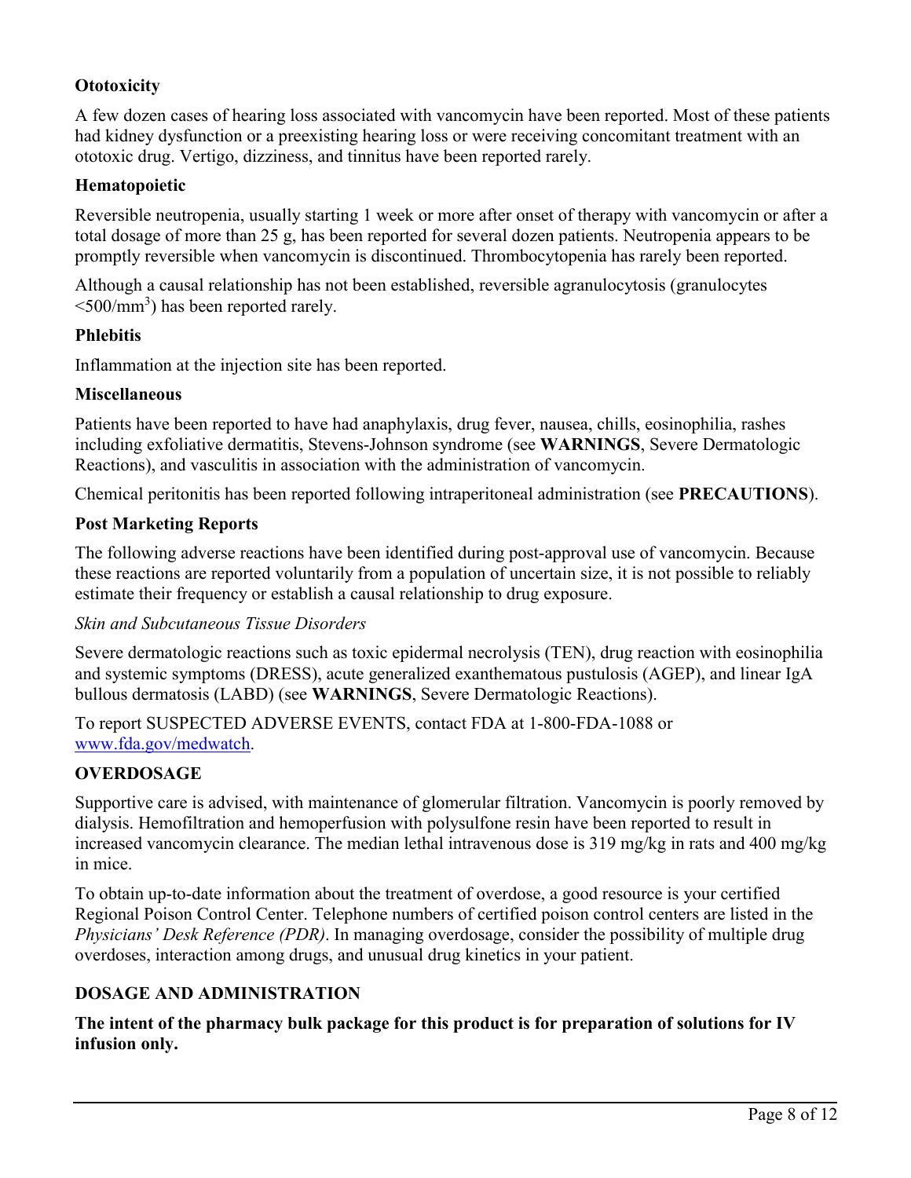### Ototoxicity

A few dozen cases of hearing loss associated with vancomycin have been reported. Most of these patients had kidney dysfunction or a preexisting hearing loss or were receiving concomitant treatment with an ototoxic drug. Vertigo, dizziness, and tinnitus have been reported rarely.

### Hematopoietic

Reversible neutropenia, usually starting 1 week or more after onset of therapy with vancomycin or after a total dosage of more than 25 g, has been reported for several dozen patients. Neutropenia appears to be promptly reversible when vancomycin is discontinued. Thrombocytopenia has rarely been reported.

Although a causal relationship has not been established, reversible agranulocytosis (granulocytes $<500/mm^3$) has been reported rarely.

### Phlebitis

Inflammation at the injection site has been reported.

### Miscellaneous

Patients have been reported to have had anaphylaxis, drug fever, nausea, chills, eosinophilia, rashes including exfoliative dermatitis, Stevens-Johnson syndrome (see **WARNINGS**, Severe Dermatologic Reactions), and vasculitis in association with the administration of vancomycin.

Chemical peritonitis has been reported following intraperitoneal administration (see **PRECAUTIONS**).

### Post Marketing Reports

The following adverse reactions have been identified during post-approval use of vancomycin. Because these reactions are reported voluntarily from a population of uncertain size, it is not possible to reliably estimate their frequency or establish a causal relationship to drug exposure.

*Skin and Subcutaneous Tissue Disorders*

Severe dermatologic reactions such as toxic epidermal necrolysis (TEN), drug reaction with eosinophilia and systemic symptoms (DRESS), acute generalized exanthematous pustulosis (AGEP), and linear IgA bullous dermatosis (LABD) (see **WARNINGS**, Severe Dermatologic Reactions).

To report SUSPECTED ADVERSE EVENTS, contact FDA at 1-800-FDA-1088 or www.fda.gov/medwatch.

## OVERDOSAGE

Supportive care is advised, with maintenance of glomerular filtration. Vancomycin is poorly removed by dialysis. Hemofiltration and hemoperfusion with polysulfone resin have been reported to result in increased vancomycin clearance. The median lethal intravenous dose is 319 mg/kg in rats and 400 mg/kg in mice.

To obtain up-to-date information about the treatment of overdose, a good resource is your certified Regional Poison Control Center. Telephone numbers of certified poison control centers are listed in the *Physicians' Desk Reference (PDR)*. In managing overdosage, consider the possibility of multiple drug overdoses, interaction among drugs, and unusual drug kinetics in your patient.

## DOSAGE AND ADMINISTRATION

**The intent of the pharmacy bulk package for this product is for preparation of solutions for IV infusion only.**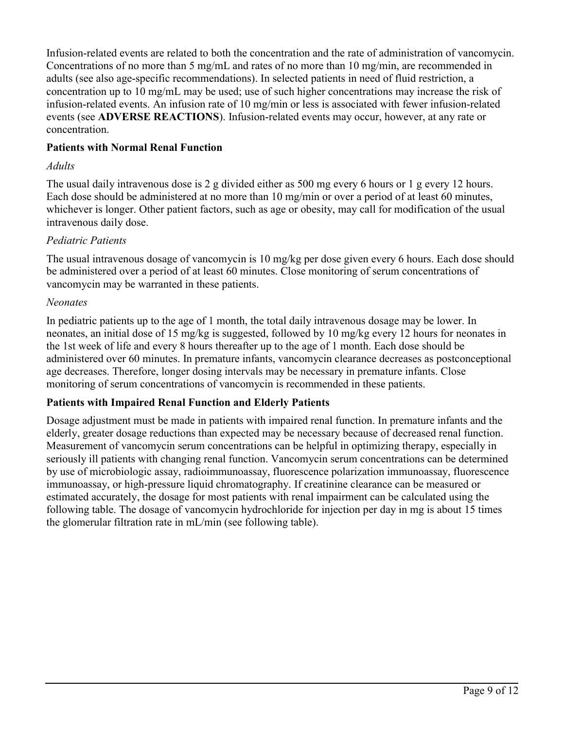Infusion-related events are related to both the concentration and the rate of administration of vancomycin. Concentrations of no more than 5 mg/mL and rates of no more than 10 mg/min, are recommended in adults (see also age-specific recommendations). In selected patients in need of fluid restriction, a concentration up to 10 mg/mL may be used; use of such higher concentrations may increase the risk of infusion-related events. An infusion rate of 10 mg/min or less is associated with fewer infusion-related events (see **ADVERSE REACTIONS**). Infusion-related events may occur, however, at any rate or concentration.

### Patients with Normal Renal Function

*Adults*

The usual daily intravenous dose is 2 g divided either as 500 mg every 6 hours or 1 g every 12 hours. Each dose should be administered at no more than 10 mg/min or over a period of at least 60 minutes, whichever is longer. Other patient factors, such as age or obesity, may call for modification of the usual intravenous daily dose.

*Pediatric Patients*

The usual intravenous dosage of vancomycin is 10 mg/kg per dose given every 6 hours. Each dose should be administered over a period of at least 60 minutes. Close monitoring of serum concentrations of vancomycin may be warranted in these patients.

*Neonates*

In pediatric patients up to the age of 1 month, the total daily intravenous dosage may be lower. In neonates, an initial dose of 15 mg/kg is suggested, followed by 10 mg/kg every 12 hours for neonates in the 1st week of life and every 8 hours thereafter up to the age of 1 month. Each dose should be administered over 60 minutes. In premature infants, vancomycin clearance decreases as postconceptional age decreases. Therefore, longer dosing intervals may be necessary in premature infants. Close monitoring of serum concentrations of vancomycin is recommended in these patients.

### Patients with Impaired Renal Function and Elderly Patients

Dosage adjustment must be made in patients with impaired renal function. In premature infants and the elderly, greater dosage reductions than expected may be necessary because of decreased renal function. Measurement of vancomycin serum concentrations can be helpful in optimizing therapy, especially in seriously ill patients with changing renal function. Vancomycin serum concentrations can be determined by use of microbiologic assay, radioimmunoassay, fluorescence polarization immunoassay, fluorescence immunoassay, or high-pressure liquid chromatography. If creatinine clearance can be measured or estimated accurately, the dosage for most patients with renal impairment can be calculated using the following table. The dosage of vancomycin hydrochloride for injection per day in mg is about 15 times the glomerular filtration rate in mL/min (see following table).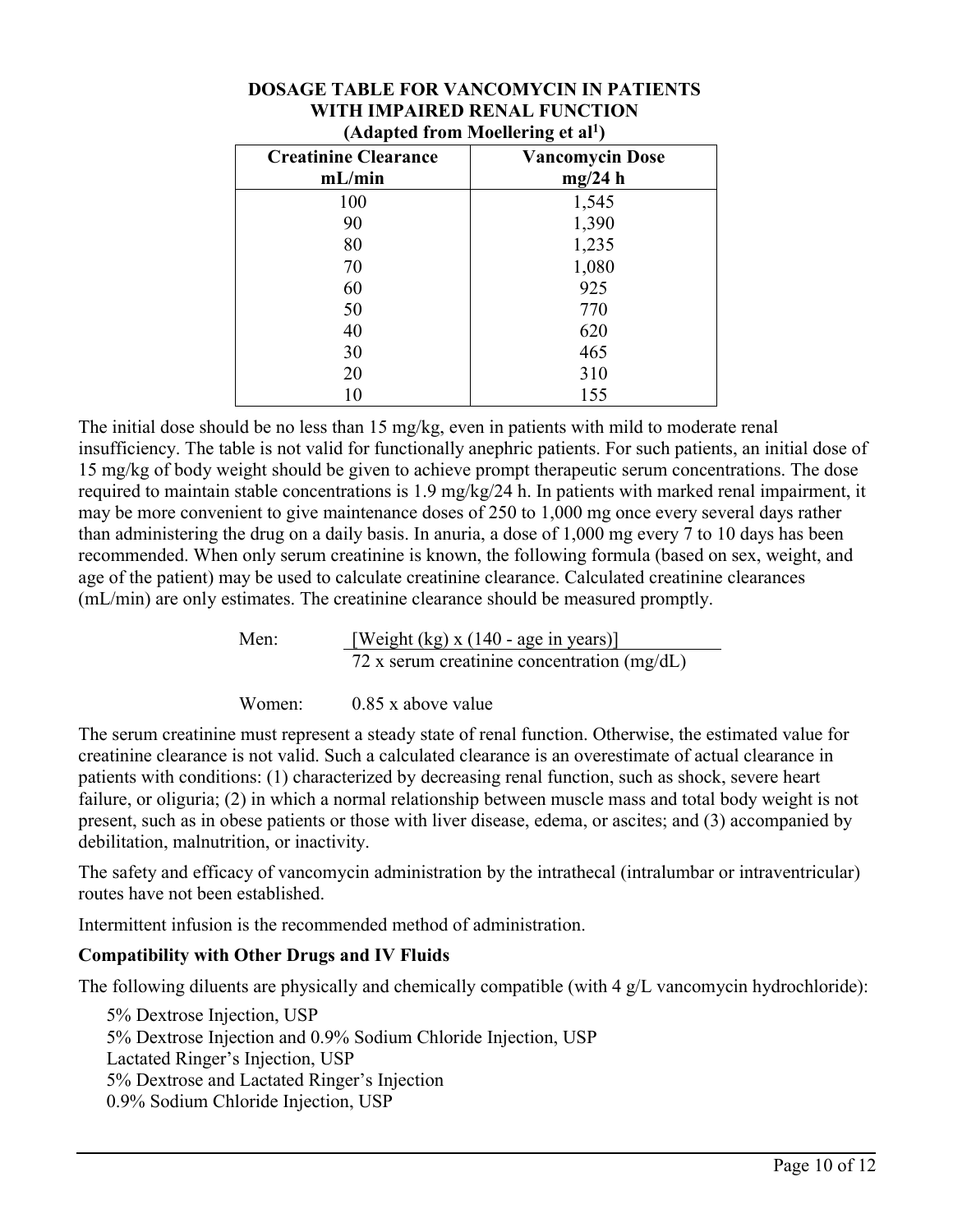**DOSAGE TABLE FOR VANCOMYCIN IN PATIENTS WITH IMPAIRED RENAL FUNCTION (Adapted from Moellering et al[1])**

| Creatinine Clearance mL/min | Vancomycin Dose mg/24 h |
| --- | --- |
| 100 | 1,545 |
| 90 | 1,390 |
| 80 | 1,235 |
| 70 | 1,080 |
| 60 | 925 |
| 50 | 770 |
| 40 | 620 |
| 30 | 465 |
| 20 | 310 |
| 10 | 155 |

The initial dose should be no less than 15 mg/kg, even in patients with mild to moderate renal insufficiency. The table is not valid for functionally anephric patients. For such patients, an initial dose of 15 mg/kg of body weight should be given to achieve prompt therapeutic serum concentrations. The dose required to maintain stable concentrations is 1.9 mg/kg/24 h. In patients with marked renal impairment, it may be more convenient to give maintenance doses of 250 to 1,000 mg once every several days rather than administering the drug on a daily basis. In anuria, a dose of 1,000 mg every 7 to 10 days has been recommended. When only serum creatinine is known, the following formula (based on sex, weight, and age of the patient) may be used to calculate creatinine clearance. Calculated creatinine clearances (mL/min) are only estimates. The creatinine clearance should be measured promptly.

Men: $$\frac{\text{Weight (kg)} \times (140 - \text{age in years})}{72 \times \text{serum creatinine concentration (mg/dL)}}$$

Women: 0.85 x above value

The serum creatinine must represent a steady state of renal function. Otherwise, the estimated value for creatinine clearance is not valid. Such a calculated clearance is an overestimate of actual clearance in patients with conditions: (1) characterized by decreasing renal function, such as shock, severe heart failure, or oliguria; (2) in which a normal relationship between muscle mass and total body weight is not present, such as in obese patients or those with liver disease, edema, or ascites; and (3) accompanied by debilitation, malnutrition, or inactivity.

The safety and efficacy of vancomycin administration by the intrathecal (intralumbar or intraventricular) routes have not been established.

Intermittent infusion is the recommended method of administration.

**Compatibility with Other Drugs and IV Fluids**

The following diluents are physically and chemically compatible (with 4 g/L vancomycin hydrochloride):

- 5% Dextrose Injection, USP
- 5% Dextrose Injection and 0.9% Sodium Chloride Injection, USP
- Lactated Ringer's Injection, USP
- 5% Dextrose and Lactated Ringer's Injection
- 0.9% Sodium Chloride Injection, USP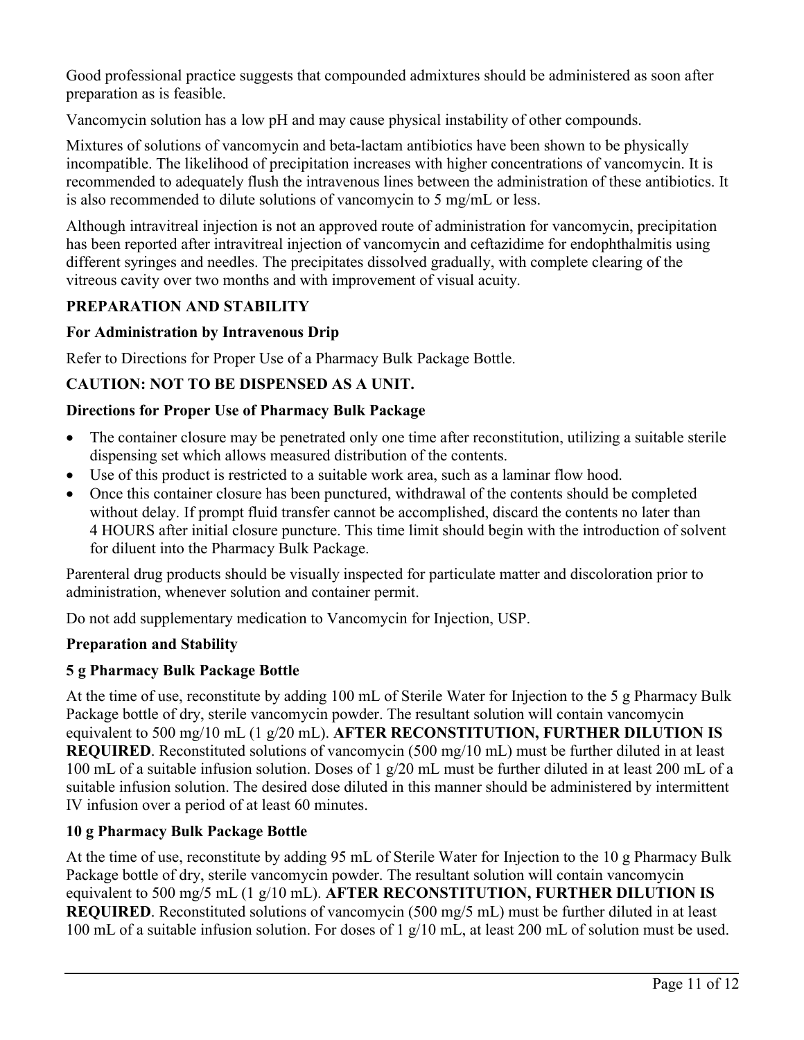Good professional practice suggests that compounded admixtures should be administered as soon after preparation as is feasible.

Vancomycin solution has a low pH and may cause physical instability of other compounds.

Mixtures of solutions of vancomycin and beta-lactam antibiotics have been shown to be physically incompatible. The likelihood of precipitation increases with higher concentrations of vancomycin. It is recommended to adequately flush the intravenous lines between the administration of these antibiotics. It is also recommended to dilute solutions of vancomycin to 5 mg/mL or less.

Although intravitreal injection is not an approved route of administration for vancomycin, precipitation has been reported after intravitreal injection of vancomycin and ceftazidime for endophthalmitis using different syringes and needles. The precipitates dissolved gradually, with complete clearing of the vitreous cavity over two months and with improvement of visual acuity.

## PREPARATION AND STABILITY

### For Administration by Intravenous Drip

Refer to Directions for Proper Use of a Pharmacy Bulk Package Bottle.

**CAUTION: NOT TO BE DISPENSED AS A UNIT.**

### Directions for Proper Use of Pharmacy Bulk Package

- The container closure may be penetrated only one time after reconstitution, utilizing a suitable sterile dispensing set which allows measured distribution of the contents.
- Use of this product is restricted to a suitable work area, such as a laminar flow hood.
- Once this container closure has been punctured, withdrawal of the contents should be completed without delay. If prompt fluid transfer cannot be accomplished, discard the contents no later than 4 HOURS after initial closure puncture. This time limit should begin with the introduction of solvent for diluent into the Pharmacy Bulk Package.

Parenteral drug products should be visually inspected for particulate matter and discoloration prior to administration, whenever solution and container permit.

Do not add supplementary medication to Vancomycin for Injection, USP.

### Preparation and Stability

#### 5 g Pharmacy Bulk Package Bottle

At the time of use, reconstitute by adding 100 mL of Sterile Water for Injection to the 5 g Pharmacy Bulk Package bottle of dry, sterile vancomycin powder. The resultant solution will contain vancomycin equivalent to 500 mg/10 mL (1 g/20 mL). **AFTER RECONSTITUTION, FURTHER DILUTION IS REQUIRED**. Reconstituted solutions of vancomycin (500 mg/10 mL) must be further diluted in at least 100 mL of a suitable infusion solution. Doses of 1 g/20 mL must be further diluted in at least 200 mL of a suitable infusion solution. The desired dose diluted in this manner should be administered by intermittent IV infusion over a period of at least 60 minutes.

#### 10 g Pharmacy Bulk Package Bottle

At the time of use, reconstitute by adding 95 mL of Sterile Water for Injection to the 10 g Pharmacy Bulk Package bottle of dry, sterile vancomycin powder. The resultant solution will contain vancomycin equivalent to 500 mg/5 mL (1 g/10 mL). **AFTER RECONSTITUTION, FURTHER DILUTION IS REQUIRED**. Reconstituted solutions of vancomycin (500 mg/5 mL) must be further diluted in at least 100 mL of a suitable infusion solution. For doses of 1 g/10 mL, at least 200 mL of solution must be used.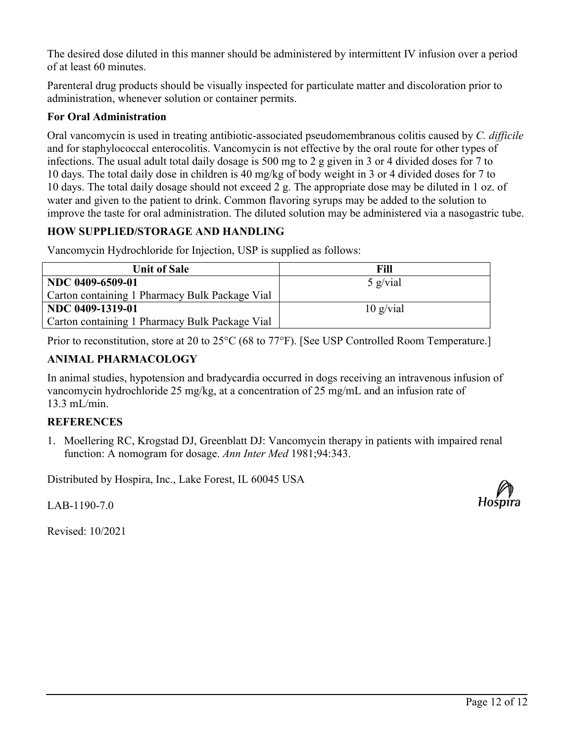The desired dose diluted in this manner should be administered by intermittent IV infusion over a period of at least 60 minutes.

Parenteral drug products should be visually inspected for particulate matter and discoloration prior to administration, whenever solution or container permits.

**For Oral Administration**

Oral vancomycin is used in treating antibiotic-associated pseudomembranous colitis caused by *C. difficile* and for staphylococcal enterocolitis. Vancomycin is not effective by the oral route for other types of infections. The usual adult total daily dosage is 500 mg to 2 g given in 3 or 4 divided doses for 7 to 10 days. The total daily dose in children is 40 mg/kg of body weight in 3 or 4 divided doses for 7 to 10 days. The total daily dosage should not exceed 2 g. The appropriate dose may be diluted in 1 oz. of water and given to the patient to drink. Common flavoring syrups may be added to the solution to improve the taste for oral administration. The diluted solution may be administered via a nasogastric tube.

## HOW SUPPLIED/STORAGE AND HANDLING

Vancomycin Hydrochloride for Injection, USP is supplied as follows:

| Unit of Sale | Fill |
|---|---|
| **NDC 0409-6509-01** Carton containing 1 Pharmacy Bulk Package Vial | 5 g/vial |
| **NDC 0409-1319-01** Carton containing 1 Pharmacy Bulk Package Vial | 10 g/vial |

Prior to reconstitution, store at 20 to 25°C (68 to 77°F). [See USP Controlled Room Temperature.]

## ANIMAL PHARMACOLOGY

In animal studies, hypotension and bradycardia occurred in dogs receiving an intravenous infusion of vancomycin hydrochloride 25 mg/kg, at a concentration of 25 mg/mL and an infusion rate of 13.3 mL/min.

## REFERENCES

1. Moellering RC, Krogstad DJ, Greenblatt DJ: Vancomycin therapy in patients with impaired renal function: A nomogram for dosage. *Ann Inter Med* 1981;94:343.

Distributed by Hospira, Inc., Lake Forest, IL 60045 USA

LAB-1190-7.0

Hospira

Revised: 10/2021